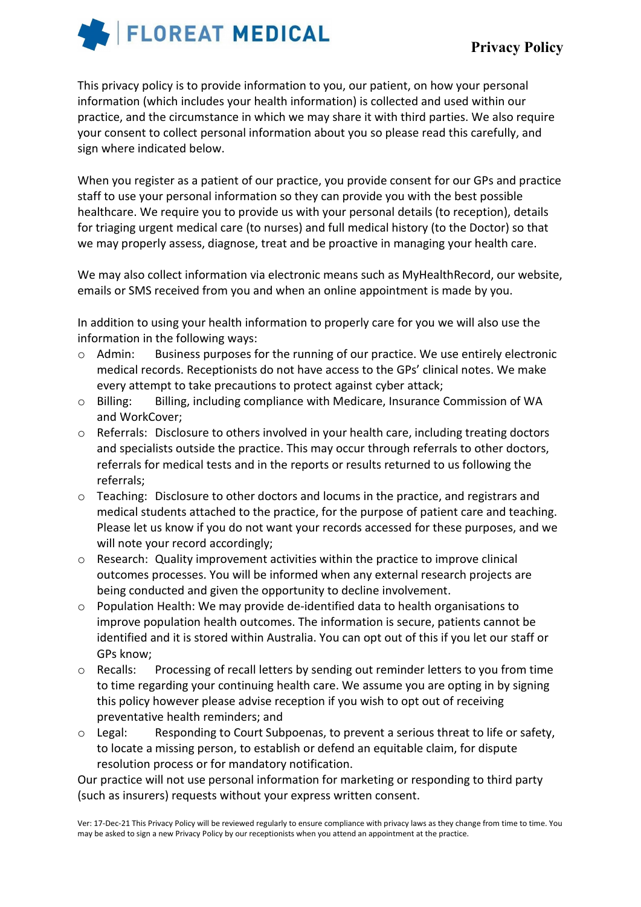# FLOREAT MEDICAL

## Privacy Policy

This privacy policy is to provide information to you, our patient, on how your personal information (which includes your health information) is collected and used within our practice, and the circumstance in which we may share it with third parties. We also require your consent to collect personal information about you so please read this carefully, and sign where indicated below.

When you register as a patient of our practice, you provide consent for our GPs and practice staff to use your personal information so they can provide you with the best possible healthcare. We require you to provide us with your personal details (to reception), details for triaging urgent medical care (to nurses) and full medical history (to the Doctor) so that we may properly assess, diagnose, treat and be proactive in managing your health care.

We may also collect information via electronic means such as MyHealthRecord, our website, emails or SMS received from you and when an online appointment is made by you.

In addition to using your health information to properly care for you we will also use the information in the following ways:

- Admin: Business purposes for the running of our practice. We use entirely electronic medical records. Receptionists do not have access to the GPs' clinical notes. We make every attempt to take precautions to protect against cyber attack;
- Billing: Billing, including compliance with Medicare, Insurance Commission of WA and WorkCover;
- Referrals: Disclosure to others involved in your health care, including treating doctors and specialists outside the practice. This may occur through referrals to other doctors, referrals for medical tests and in the reports or results returned to us following the referrals;
- Teaching: Disclosure to other doctors and locums in the practice, and registrars and medical students attached to the practice, for the purpose of patient care and teaching. Please let us know if you do not want your records accessed for these purposes, and we will note your record accordingly;
- Research: Quality improvement activities within the practice to improve clinical outcomes processes. You will be informed when any external research projects are being conducted and given the opportunity to decline involvement.
- Population Health: We may provide de-identified data to health organisations to improve population health outcomes. The information is secure, patients cannot be identified and it is stored within Australia. You can opt out of this if you let our staff or GPs know;
- Recalls: Processing of recall letters by sending out reminder letters to you from time to time regarding your continuing health care. We assume you are opting in by signing this policy however please advise reception if you wish to opt out of receiving preventative health reminders; and
- Legal: Responding to Court Subpoenas, to prevent a serious threat to life or safety, to locate a missing person, to establish or defend an equitable claim, for dispute resolution process or for mandatory notification.

Our practice will not use personal information for marketing or responding to third party (such as insurers) requests without your express written consent.

Ver: 17-Dec-21 This Privacy Policy will be reviewed regularly to ensure compliance with privacy laws as they change from time to time. You may be asked to sign a new Privacy Policy by our receptionists when you attend an appointment at the practice.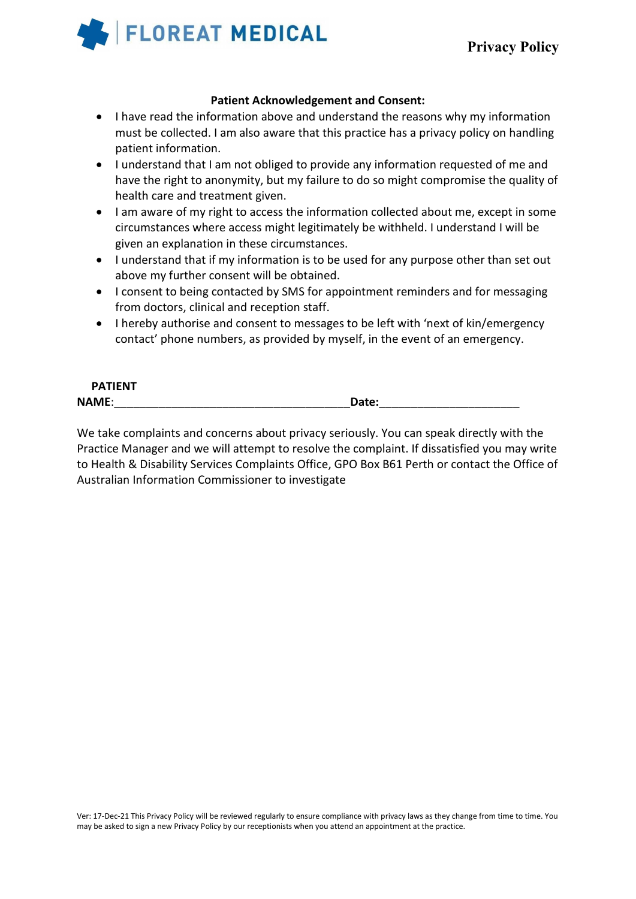**Patient Acknowledgement and Consent:**

- I have read the information above and understand the reasons why my information must be collected. I am also aware that this practice has a privacy policy on handling patient information.
- I understand that I am not obliged to provide any information requested of me and have the right to anonymity, but my failure to do so might compromise the quality of health care and treatment given.
- I am aware of my right to access the information collected about me, except in some circumstances where access might legitimately be withheld. I understand I will be given an explanation in these circumstances.
- I understand that if my information is to be used for any purpose other than set out above my further consent will be obtained.
- I consent to being contacted by SMS for appointment reminders and for messaging from doctors, clinical and reception staff.
- I hereby authorise and consent to messages to be left with 'next of kin/emergency contact' phone numbers, as provided by myself, in the event of an emergency.

**PATIENT NAME**:_____________________________________**Date:**______________________

We take complaints and concerns about privacy seriously. You can speak directly with the Practice Manager and we will attempt to resolve the complaint. If dissatisfied you may write to Health & Disability Services Complaints Office, GPO Box B61 Perth or contact the Office of Australian Information Commissioner to investigate

Ver: 17-Dec-21 This Privacy Policy will be reviewed regularly to ensure compliance with privacy laws as they change from time to time. You may be asked to sign a new Privacy Policy by our receptionists when you attend an appointment at the practice.